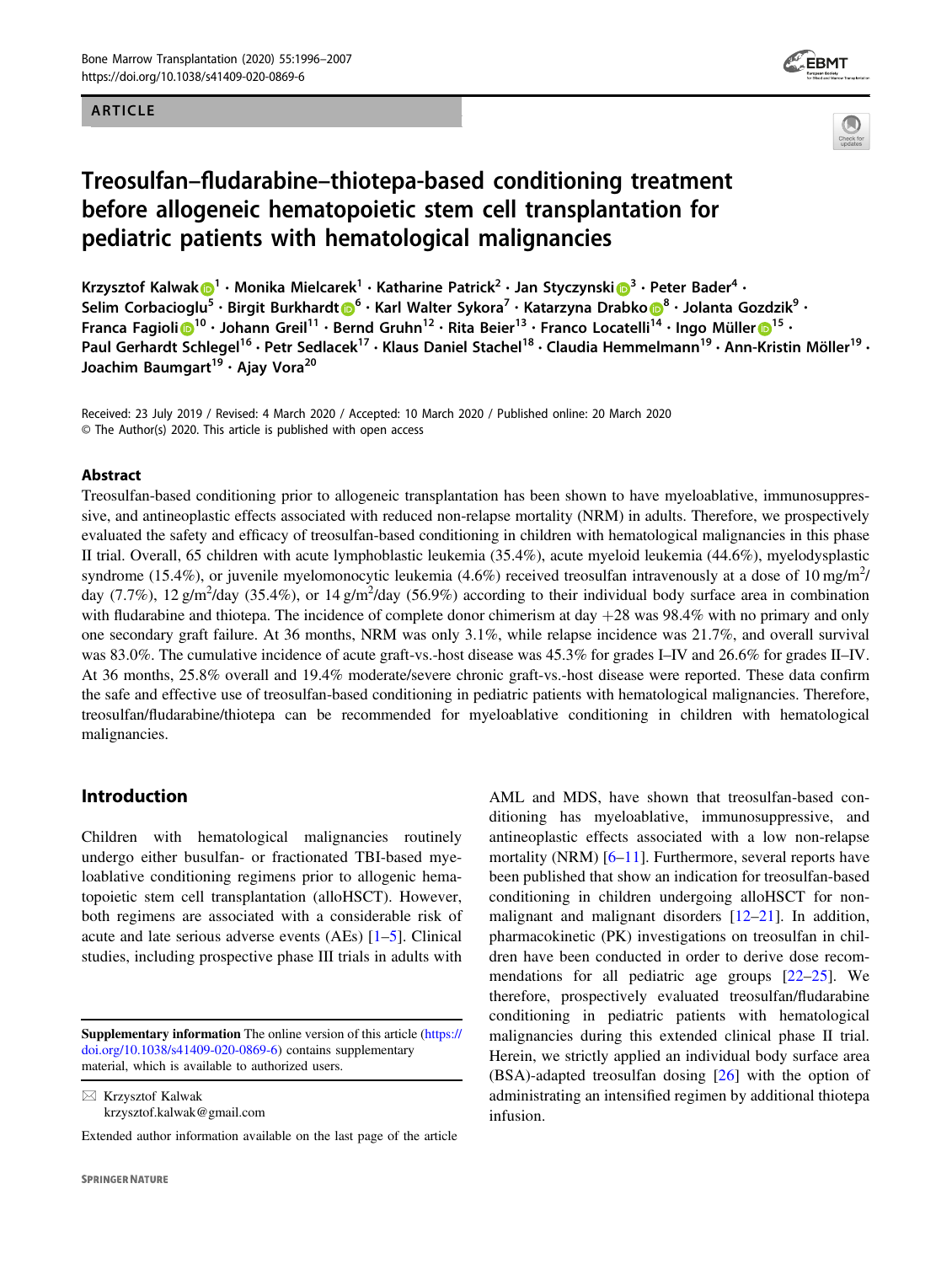ARTICLE

# Treosulfan–fludarabine–thiotepa-based conditioning treatment before allogeneic hematopoietic stem cell transplantation for pediatric patients with hematological malignancies

Krzysztof Kalwak[1] · Monika Mielcarek[1] · Katharine Patrick[2] · Jan Styczynski[3] · Peter Bader[4] · Selim Corbacioglu[5] · Birgit Burkhardt[6] · Karl Walter Sykora[7] · Katarzyna Drabko[8] · Jolanta Gozdzik[9] · Franca Fagioli[10] · Johann Greil[11] · Bernd Gruhn[12] · Rita Beier[13] · Franco Locatelli[14] · Ingo Müller[15] · Paul Gerhardt Schlegel[16] · Petr Sedlacek[17] · Klaus Daniel Stachel[18] · Claudia Hemmelmann[19] · Ann-Kristin Möller[19] · Joachim Baumgart[19] · Ajay Vora[20]

Received: 23 July 2019 / Revised: 4 March 2020 / Accepted: 10 March 2020 / Published online: 20 March 2020
© The Author(s) 2020. This article is published with open access

## Abstract

Treosulfan-based conditioning prior to allogeneic transplantation has been shown to have myeloablative, immunosuppressive, and antineoplastic effects associated with reduced non-relapse mortality (NRM) in adults. Therefore, we prospectively evaluated the safety and efficacy of treosulfan-based conditioning in children with hematological malignancies in this phase II trial. Overall, 65 children with acute lymphoblastic leukemia (35.4%), acute myeloid leukemia (44.6%), myelodysplastic syndrome (15.4%), or juvenile myelomonocytic leukemia (4.6%) received treosulfan intravenously at a dose of 10 mg/m$^2$/day (7.7%), 12 g/m$^2$/day (35.4%), or 14 g/m$^2$/day (56.9%) according to their individual body surface area in combination with fludarabine and thiotepa. The incidence of complete donor chimerism at day +28 was 98.4% with no primary and only one secondary graft failure. At 36 months, NRM was only 3.1%, while relapse incidence was 21.7%, and overall survival was 83.0%. The cumulative incidence of acute graft-vs.-host disease was 45.3% for grades I–IV and 26.6% for grades II–IV. At 36 months, 25.8% overall and 19.4% moderate/severe chronic graft-vs.-host disease were reported. These data confirm the safe and effective use of treosulfan-based conditioning in pediatric patients with hematological malignancies. Therefore, treosulfan/fludarabine/thiotepa can be recommended for myeloablative conditioning in children with hematological malignancies.

## Introduction

Children with hematological malignancies routinely undergo either busulfan- or fractionated TBI-based myeloablative conditioning regimens prior to allogeneic hematopoietic stem cell transplantation (alloHSCT). However, both regimens are associated with a considerable risk of acute and late serious adverse events (AEs) [1–5]. Clinical studies, including prospective phase III trials in adults with AML and MDS, have shown that treosulfan-based conditioning has myeloablative, immunosuppressive, and antineoplastic effects associated with a low non-relapse mortality (NRM) [6–11]. Furthermore, several reports have been published that show an indication for treosulfan-based conditioning in children undergoing alloHSCT for non-malignant and malignant disorders [12–21]. In addition, pharmacokinetic (PK) investigations on treosulfan in children have been conducted in order to derive dose recommendations for all pediatric age groups [22–25]. We therefore, prospectively evaluated treosulfan/fludarabine conditioning in pediatric patients with hematological malignancies during this extended clinical phase II trial. Herein, we strictly applied an individual body surface area (BSA)-adapted treosulfan dosing [26] with the option of administrating an intensified regimen by additional thiotepa infusion.

**Supplementary information** The online version of this article (https://doi.org/10.1038/s41409-020-0869-6) contains supplementary material, which is available to authorized users.

✉ Krzysztof Kalwak
krzysztof.kalwak@gmail.com

Extended author information available on the last page of the article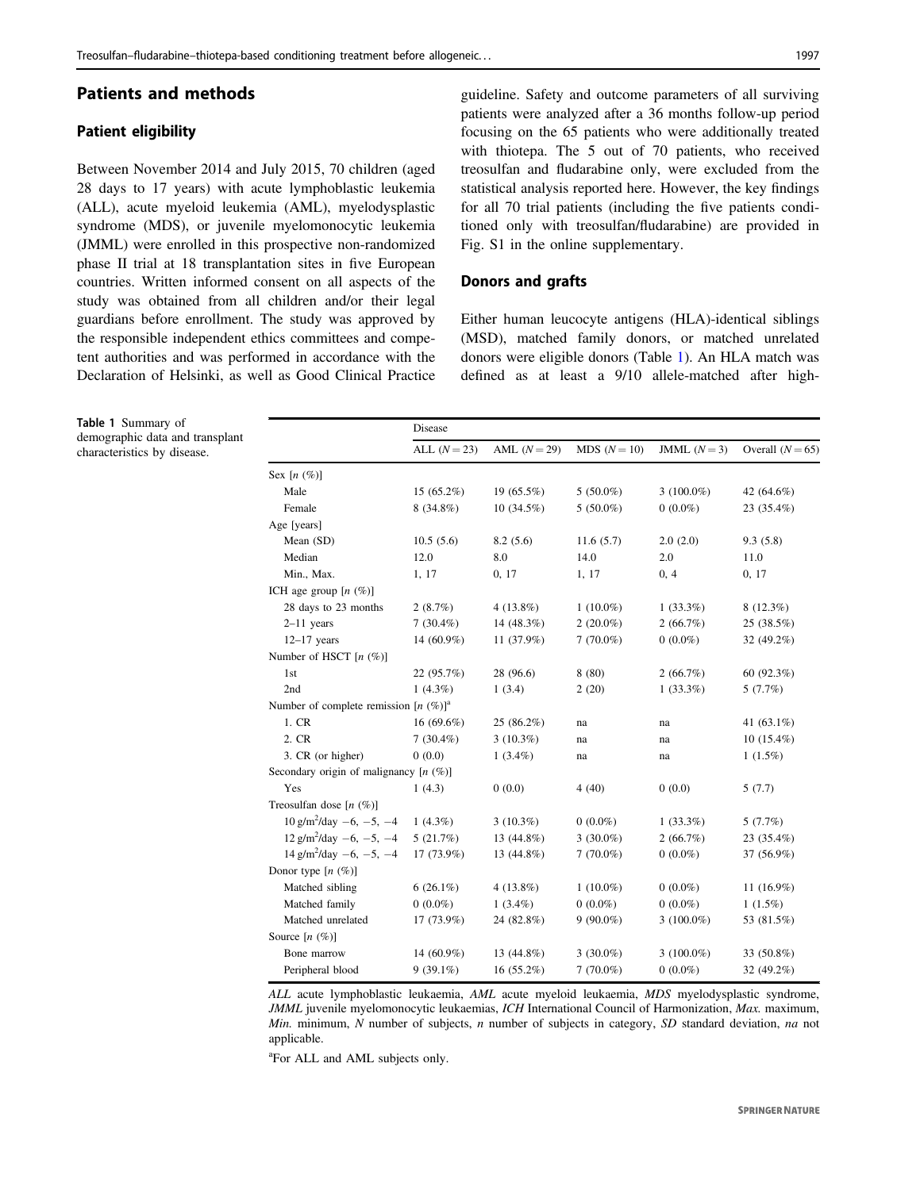## Patients and methods

### Patient eligibility

Between November 2014 and July 2015, 70 children (aged 28 days to 17 years) with acute lymphoblastic leukemia (ALL), acute myeloid leukemia (AML), myelodysplastic syndrome (MDS), or juvenile myelomonocytic leukemia (JMML) were enrolled in this prospective non-randomized phase II trial at 18 transplantation sites in five European countries. Written informed consent on all aspects of the study was obtained from all children and/or their legal guardians before enrollment. The study was approved by the responsible independent ethics committees and competent authorities and was performed in accordance with the Declaration of Helsinki, as well as Good Clinical Practice guideline. Safety and outcome parameters of all surviving patients were analyzed after a 36 months follow-up period focusing on the 65 patients who were additionally treated with thiotepa. The 5 out of 70 patients, who received treosulfan and fludarabine only, were excluded from the statistical analysis reported here. However, the key findings for all 70 trial patients (including the five patients conditioned only with treosulfan/fludarabine) are provided in Fig. S1 in the online supplementary.

### Donors and grafts

Either human leucocyte antigens (HLA)-identical siblings (MSD), matched family donors, or matched unrelated donors were eligible donors (Table 1). An HLA match was defined as at least a 9/10 allele-matched after high-

**Table 1** Summary of demographic data and transplant characteristics by disease.

| | Disease | | | | |
|---|---|---|---|---|---|
| | ALL ($N=23$) | AML ($N=29$) | MDS ($N=10$) | JMML ($N=3$) | Overall ($N=65$) |
| Sex [$n$ (%)] | | | | | |
| Male | 15 (65.2%) | 19 (65.5%) | 5 (50.0%) | 3 (100.0%) | 42 (64.6%) |
| Female | 8 (34.8%) | 10 (34.5%) | 5 (50.0%) | 0 (0.0%) | 23 (35.4%) |
| Age [years] | | | | | |
| Mean (SD) | 10.5 (5.6) | 8.2 (5.6) | 11.6 (5.7) | 2.0 (2.0) | 9.3 (5.8) |
| Median | 12.0 | 8.0 | 14.0 | 2.0 | 11.0 |
| Min., Max. | 1, 17 | 0, 17 | 1, 17 | 0, 4 | 0, 17 |
| ICH age group [$n$ (%)] | | | | | |
| 28 days to 23 months | 2 (8.7%) | 4 (13.8%) | 1 (10.0%) | 1 (33.3%) | 8 (12.3%) |
| 2–11 years | 7 (30.4%) | 14 (48.3%) | 2 (20.0%) | 2 (66.7%) | 25 (38.5%) |
| 12–17 years | 14 (60.9%) | 11 (37.9%) | 7 (70.0%) | 0 (0.0%) | 32 (49.2%) |
| Number of HSCT [$n$ (%)] | | | | | |
| 1st | 22 (95.7%) | 28 (96.6) | 8 (80) | 2 (66.7%) | 60 (92.3%) |
| 2nd | 1 (4.3%) | 1 (3.4) | 2 (20) | 1 (33.3%) | 5 (7.7%) |
| Number of complete remission [$n$ (%)][a] | | | | | |
| 1. CR | 16 (69.6%) | 25 (86.2%) | na | na | 41 (63.1%) |
| 2. CR | 7 (30.4%) | 3 (10.3%) | na | na | 10 (15.4%) |
| 3. CR (or higher) | 0 (0.0) | 1 (3.4%) | na | na | 1 (1.5%) |
| Secondary origin of malignancy [$n$ (%)] | | | | | |
| Yes | 1 (4.3) | 0 (0.0) | 4 (40) | 0 (0.0) | 5 (7.7) |
| Treosulfan dose [$n$ (%)] | | | | | |
| 10 g/m$^2$/day −6, −5, −4 | 1 (4.3%) | 3 (10.3%) | 0 (0.0%) | 1 (33.3%) | 5 (7.7%) |
| 12 g/m$^2$/day −6, −5, −4 | 5 (21.7%) | 13 (44.8%) | 3 (30.0%) | 2 (66.7%) | 23 (35.4%) |
| 14 g/m$^2$/day −6, −5, −4 | 17 (73.9%) | 13 (44.8%) | 7 (70.0%) | 0 (0.0%) | 37 (56.9%) |
| Donor type [$n$ (%)] | | | | | |
| Matched sibling | 6 (26.1%) | 4 (13.8%) | 1 (10.0%) | 0 (0.0%) | 11 (16.9%) |
| Matched family | 0 (0.0%) | 1 (3.4%) | 0 (0.0%) | 0 (0.0%) | 1 (1.5%) |
| Matched unrelated | 17 (73.9%) | 24 (82.8%) | 9 (90.0%) | 3 (100.0%) | 53 (81.5%) |
| Source [$n$ (%)] | | | | | |
| Bone marrow | 14 (60.9%) | 13 (44.8%) | 3 (30.0%) | 3 (100.0%) | 33 (50.8%) |
| Peripheral blood | 9 (39.1%) | 16 (55.2%) | 7 (70.0%) | 0 (0.0%) | 32 (49.2%) |

*ALL* acute lymphoblastic leukaemia, *AML* acute myeloid leukaemia, *MDS* myelodysplastic syndrome, *JMML* juvenile myelomonocytic leukaemias, *ICH* International Council of Harmonization, *Max.* maximum, *Min.* minimum, *N* number of subjects, *n* number of subjects in category, *SD* standard deviation, *na* not applicable.

[a]For ALL and AML subjects only.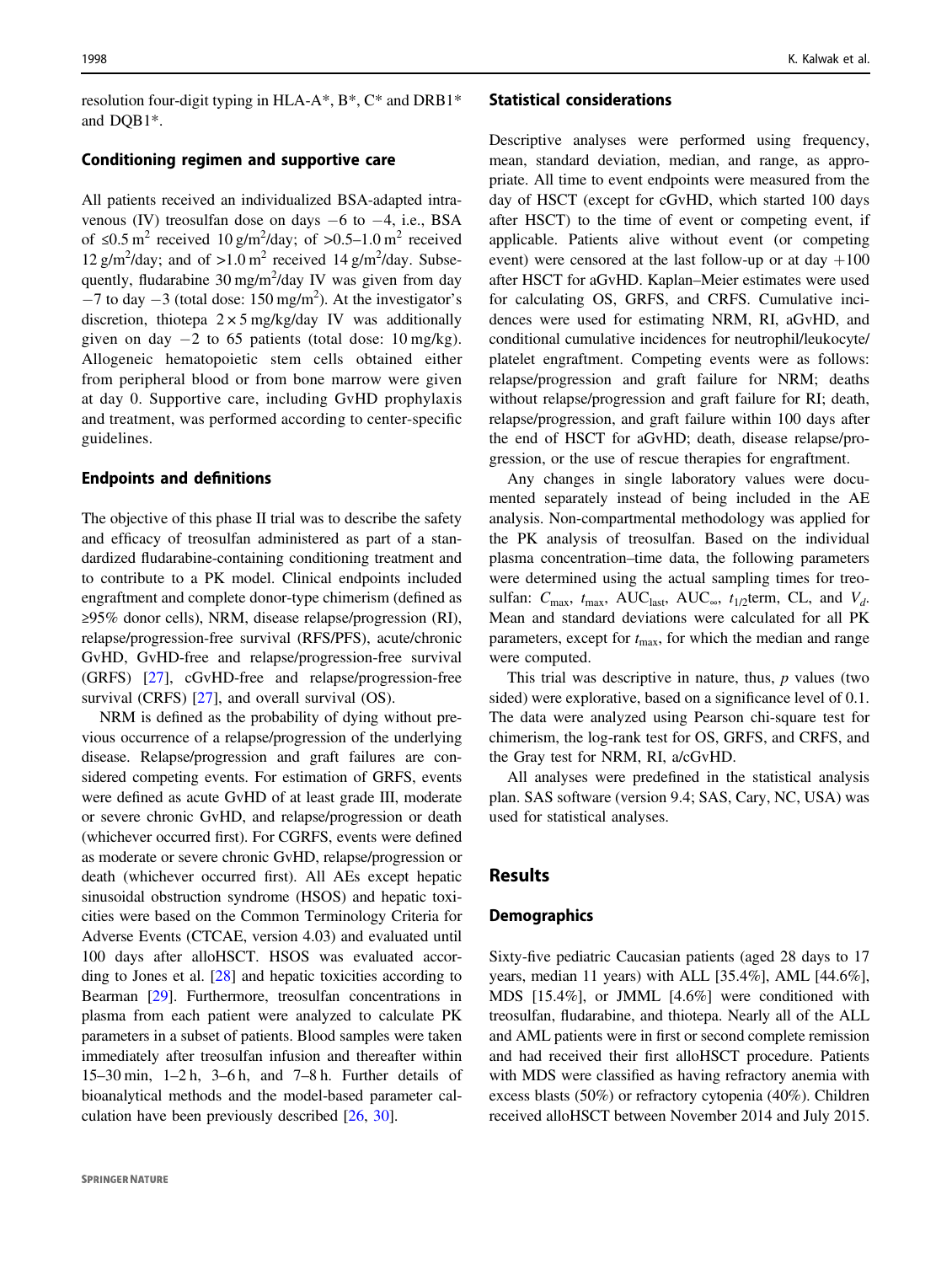resolution four-digit typing in HLA-A*, B*, C* and DRB1* and DQB1*.

### Conditioning regimen and supportive care

All patients received an individualized BSA-adapted intravenous (IV) treosulfan dose on days −6 to −4, i.e., BSA of ≤0.5 $m^2$ received 10 g/$m^2$/day; of >0.5–1.0 $m^2$ received 12 g/$m^2$/day; and of >1.0 $m^2$ received 14 g/$m^2$/day. Subsequently, fludarabine 30 mg/$m^2$/day IV was given from day −7 to day −3 (total dose: 150 mg/$m^2$). At the investigator's discretion, thiotepa 2 × 5 mg/kg/day IV was additionally given on day −2 to 65 patients (total dose: 10 mg/kg). Allogeneic hematopoietic stem cells obtained either from peripheral blood or from bone marrow were given at day 0. Supportive care, including GvHD prophylaxis and treatment, was performed according to center-specific guidelines.

### Endpoints and definitions

The objective of this phase II trial was to describe the safety and efficacy of treosulfan administered as part of a standardized fludarabine-containing conditioning treatment and to contribute to a PK model. Clinical endpoints included engraftment and complete donor-type chimerism (defined as ≥95% donor cells), NRM, disease relapse/progression (RI), relapse/progression-free survival (RFS/PFS), acute/chronic GvHD, GvHD-free and relapse/progression-free survival (GRFS) [27], cGvHD-free and relapse/progression-free survival (CRFS) [27], and overall survival (OS).

NRM is defined as the probability of dying without previous occurrence of a relapse/progression of the underlying disease. Relapse/progression and graft failures are considered competing events. For estimation of GRFS, events were defined as acute GvHD of at least grade III, moderate or severe chronic GvHD, and relapse/progression or death (whichever occurred first). For CGRFS, events were defined as moderate or severe chronic GvHD, relapse/progression or death (whichever occurred first). All AEs except hepatic sinusoidal obstruction syndrome (HSOS) and hepatic toxicities were based on the Common Terminology Criteria for Adverse Events (CTCAE, version 4.03) and evaluated until 100 days after alloHSCT. HSOS was evaluated according to Jones et al. [28] and hepatic toxicities according to Bearman [29]. Furthermore, treosulfan concentrations in plasma from each patient were analyzed to calculate PK parameters in a subset of patients. Blood samples were taken immediately after treosulfan infusion and thereafter within 15–30 min, 1–2 h, 3–6 h, and 7–8 h. Further details of bioanalytical methods and the model-based parameter calculation have been previously described [26, 30].

### Statistical considerations

Descriptive analyses were performed using frequency, mean, standard deviation, median, and range, as appropriate. All time to event endpoints were measured from the day of HSCT (except for cGvHD, which started 100 days after HSCT) to the time of event or competing event, if applicable. Patients alive without event (or competing event) were censored at the last follow-up or at day +100 after HSCT for aGvHD. Kaplan–Meier estimates were used for calculating OS, GRFS, and CRFS. Cumulative incidences were used for estimating NRM, RI, aGvHD, and conditional cumulative incidences for neutrophil/leukocyte/platelet engraftment. Competing events were as follows: relapse/progression and graft failure for NRM; deaths without relapse/progression and graft failure for RI; death, relapse/progression, and graft failure within 100 days after the end of HSCT for aGvHD; death, disease relapse/progression, or the use of rescue therapies for engraftment.

Any changes in single laboratory values were documented separately instead of being included in the AE analysis. Non-compartmental methodology was applied for the PK analysis of treosulfan. Based on the individual plasma concentration–time data, the following parameters were determined using the actual sampling times for treosulfan: $C_{max}$, $t_{max}$, $AUC_{last}$, $AUC_{\infty}$, $t_{1/2}$term, CL, and $V_d$. Mean and standard deviations were calculated for all PK parameters, except for $t_{max}$, for which the median and range were computed.

This trial was descriptive in nature, thus, $p$ values (two sided) were explorative, based on a significance level of 0.1. The data were analyzed using Pearson chi-square test for chimerism, the log-rank test for OS, GRFS, and CRFS, and the Gray test for NRM, RI, a/cGvHD.

All analyses were predefined in the statistical analysis plan. SAS software (version 9.4; SAS, Cary, NC, USA) was used for statistical analyses.

## Results

### Demographics

Sixty-five pediatric Caucasian patients (aged 28 days to 17 years, median 11 years) with ALL [35.4%], AML [44.6%], MDS [15.4%], or JMML [4.6%] were conditioned with treosulfan, fludarabine, and thiotepa. Nearly all of the ALL and AML patients were in first or second complete remission and had received their first alloHSCT procedure. Patients with MDS were classified as having refractory anemia with excess blasts (50%) or refractory cytopenia (40%). Children received alloHSCT between November 2014 and July 2015.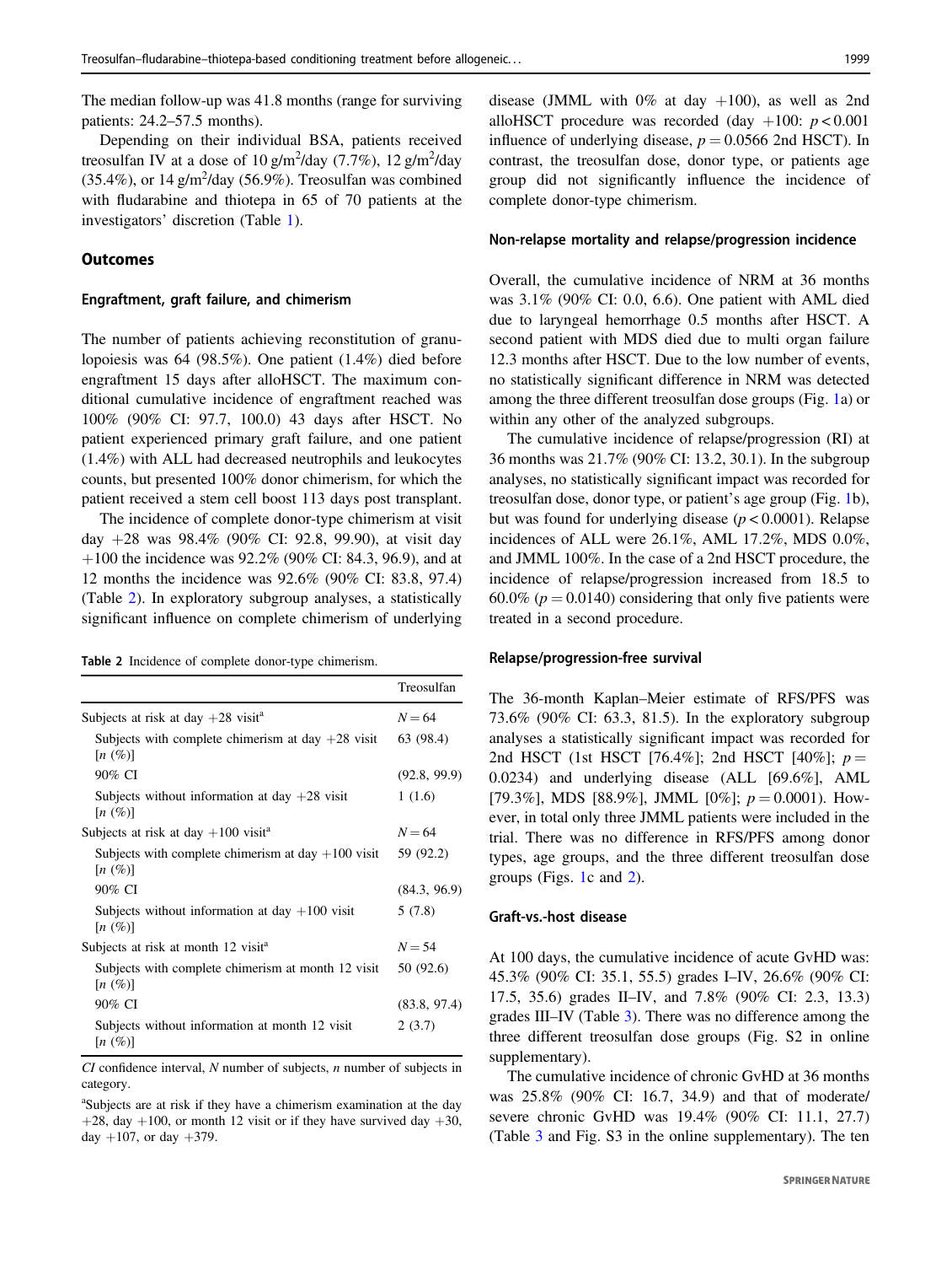The median follow-up was 41.8 months (range for surviving patients: 24.2–57.5 months).

Depending on their individual BSA, patients received treosulfan IV at a dose of 10 g/m$^2$/day (7.7%), 12 g/m$^2$/day (35.4%), or 14 g/m$^2$/day (56.9%). Treosulfan was combined with fludarabine and thiotepa in 65 of 70 patients at the investigators' discretion (Table 1).

## Outcomes

### Engraftment, graft failure, and chimerism

The number of patients achieving reconstitution of granulopoiesis was 64 (98.5%). One patient (1.4%) died before engraftment 15 days after alloHSCT. The maximum conditional cumulative incidence of engraftment reached was 100% (90% CI: 97.7, 100.0) 43 days after HSCT. No patient experienced primary graft failure, and one patient (1.4%) with ALL had decreased neutrophils and leukocytes counts, but presented 100% donor chimerism, for which the patient received a stem cell boost 113 days post transplant.

The incidence of complete donor-type chimerism at visit day +28 was 98.4% (90% CI: 92.8, 99.90), at visit day +100 the incidence was 92.2% (90% CI: 84.3, 96.9), and at 12 months the incidence was 92.6% (90% CI: 83.8, 97.4) (Table 2). In exploratory subgroup analyses, a statistically significant influence on complete chimerism of underlying disease (JMML with 0% at day +100), as well as 2nd alloHSCT procedure was recorded (day +100: $p < 0.001$ influence of underlying disease, $p = 0.0566$ 2nd HSCT). In contrast, the treosulfan dose, donor type, or patients age group did not significantly influence the incidence of complete donor-type chimerism.

**Table 2** Incidence of complete donor-type chimerism.

| | Treosulfan |
|---|---|
| Subjects at risk at day +28 visit[a] | $N = 64$ |
| Subjects with complete chimerism at day +28 visit [$n$ (%)] | 63 (98.4) |
| 90% CI | (92.8, 99.9) |
| Subjects without information at day +28 visit [$n$ (%)] | 1 (1.6) |
| Subjects at risk at day +100 visit[a] | $N = 64$ |
| Subjects with complete chimerism at day +100 visit [$n$ (%)] | 59 (92.2) |
| 90% CI | (84.3, 96.9) |
| Subjects without information at day +100 visit [$n$ (%)] | 5 (7.8) |
| Subjects at risk at month 12 visit[a] | $N = 54$ |
| Subjects with complete chimerism at month 12 visit [$n$ (%)] | 50 (92.6) |
| 90% CI | (83.8, 97.4) |
| Subjects without information at month 12 visit [$n$ (%)] | 2 (3.7) |

*CI* confidence interval, *N* number of subjects, *n* number of subjects in category.

[a]Subjects are at risk if they have a chimerism examination at the day +28, day +100, or month 12 visit or if they have survived day +30, day +107, or day +379.

### Non-relapse mortality and relapse/progression incidence

Overall, the cumulative incidence of NRM at 36 months was 3.1% (90% CI: 0.0, 6.6). One patient with AML died due to laryngeal hemorrhage 0.5 months after HSCT. A second patient with MDS died due to multi organ failure 12.3 months after HSCT. Due to the low number of events, no statistically significant difference in NRM was detected among the three different treosulfan dose groups (Fig. 1a) or within any other of the analyzed subgroups.

The cumulative incidence of relapse/progression (RI) at 36 months was 21.7% (90% CI: 13.2, 30.1). In the subgroup analyses, no statistically significant impact was recorded for treosulfan dose, donor type, or patient's age group (Fig. 1b), but was found for underlying disease ($p < 0.0001$). Relapse incidences of ALL were 26.1%, AML 17.2%, MDS 0.0%, and JMML 100%. In the case of a 2nd HSCT procedure, the incidence of relapse/progression increased from 18.5 to 60.0% ($p = 0.0140$) considering that only five patients were treated in a second procedure.

### Relapse/progression-free survival

The 36-month Kaplan–Meier estimate of RFS/PFS was 73.6% (90% CI: 63.3, 81.5). In the exploratory subgroup analyses a statistically significant impact was recorded for 2nd HSCT (1st HSCT [76.4%]; 2nd HSCT [40%]; $p = 0.0234$) and underlying disease (ALL [69.6%], AML [79.3%], MDS [88.9%], JMML [0%]; $p = 0.0001$). However, in total only three JMML patients were included in the trial. There was no difference in RFS/PFS among donor types, age groups, and the three different treosulfan dose groups (Figs. 1c and 2).

### Graft-vs.-host disease

At 100 days, the cumulative incidence of acute GvHD was: 45.3% (90% CI: 35.1, 55.5) grades I–IV, 26.6% (90% CI: 17.5, 35.6) grades II–IV, and 7.8% (90% CI: 2.3, 13.3) grades III–IV (Table 3). There was no difference among the three different treosulfan dose groups (Fig. S2 in online supplementary).

The cumulative incidence of chronic GvHD at 36 months was 25.8% (90% CI: 16.7, 34.9) and that of moderate/severe chronic GvHD was 19.4% (90% CI: 11.1, 27.7) (Table 3 and Fig. S3 in the online supplementary). The ten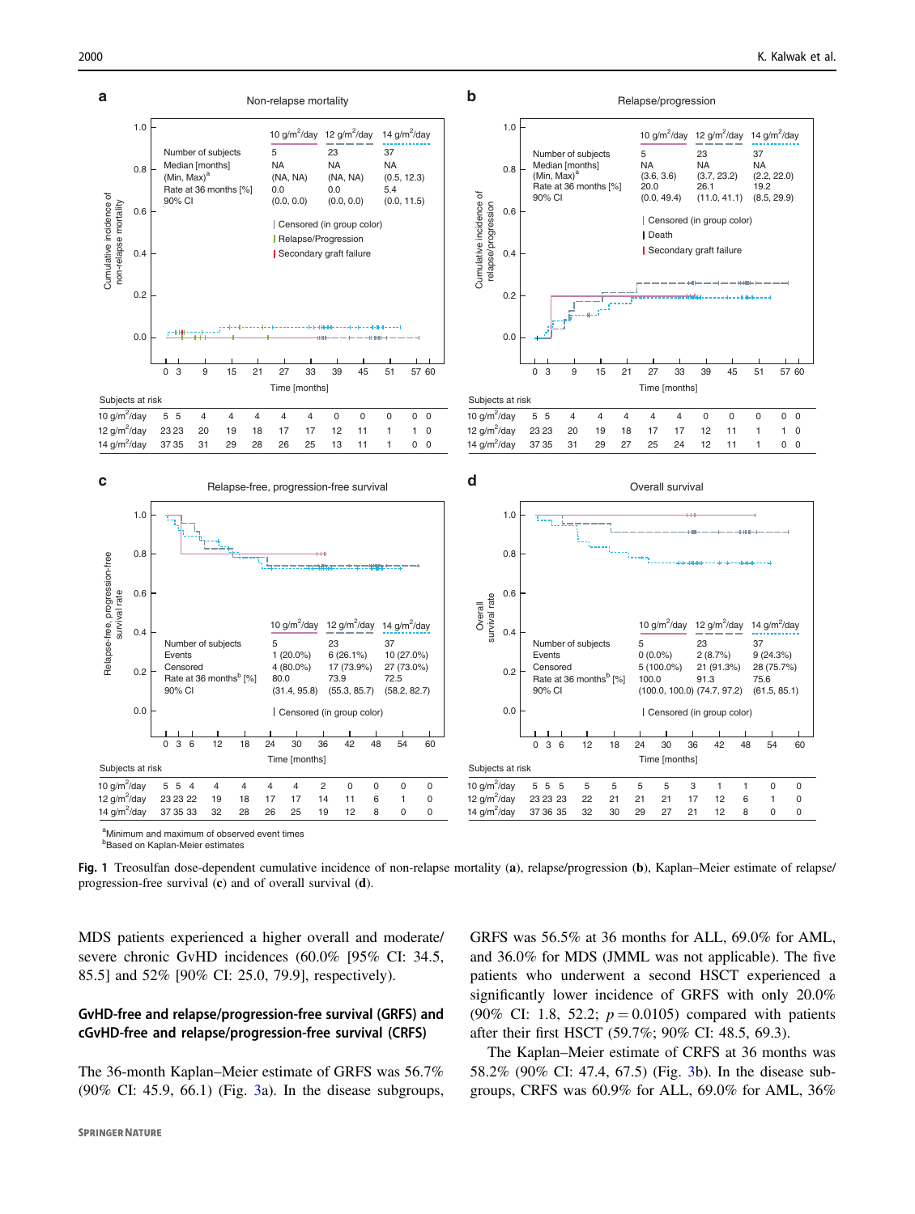Fig. 1 Treosulfan dose-dependent cumulative incidence of non-relapse mortality (a), relapse/progression (b), Kaplan–Meier estimate of relapse/progression-free survival (c) and of overall survival (d).

[a]Minimum and maximum of observed event times

[b]Based on Kaplan-Meier estimates

MDS patients experienced a higher overall and moderate/severe chronic GvHD incidences (60.0% [95% CI: 34.5, 85.5] and 52% [90% CI: 25.0, 79.9], respectively).

## GvHD-free and relapse/progression-free survival (GRFS) and cGvHD-free and relapse/progression-free survival (CRFS)

The 36-month Kaplan–Meier estimate of GRFS was 56.7% (90% CI: 45.9, 66.1) (Fig. 3a). In the disease subgroups, GRFS was 56.5% at 36 months for ALL, 69.0% for AML, and 36.0% for MDS (JMML was not applicable). The five patients who underwent a second HSCT experienced a significantly lower incidence of GRFS with only 20.0% (90% CI: 1.8, 52.2; $p = 0.0105$) compared with patients after their first HSCT (59.7%; 90% CI: 48.5, 69.3).

The Kaplan–Meier estimate of CRFS at 36 months was 58.2% (90% CI: 47.4, 67.5) (Fig. 3b). In the disease subgroups, CRFS was 60.9% for ALL, 69.0% for AML, 36%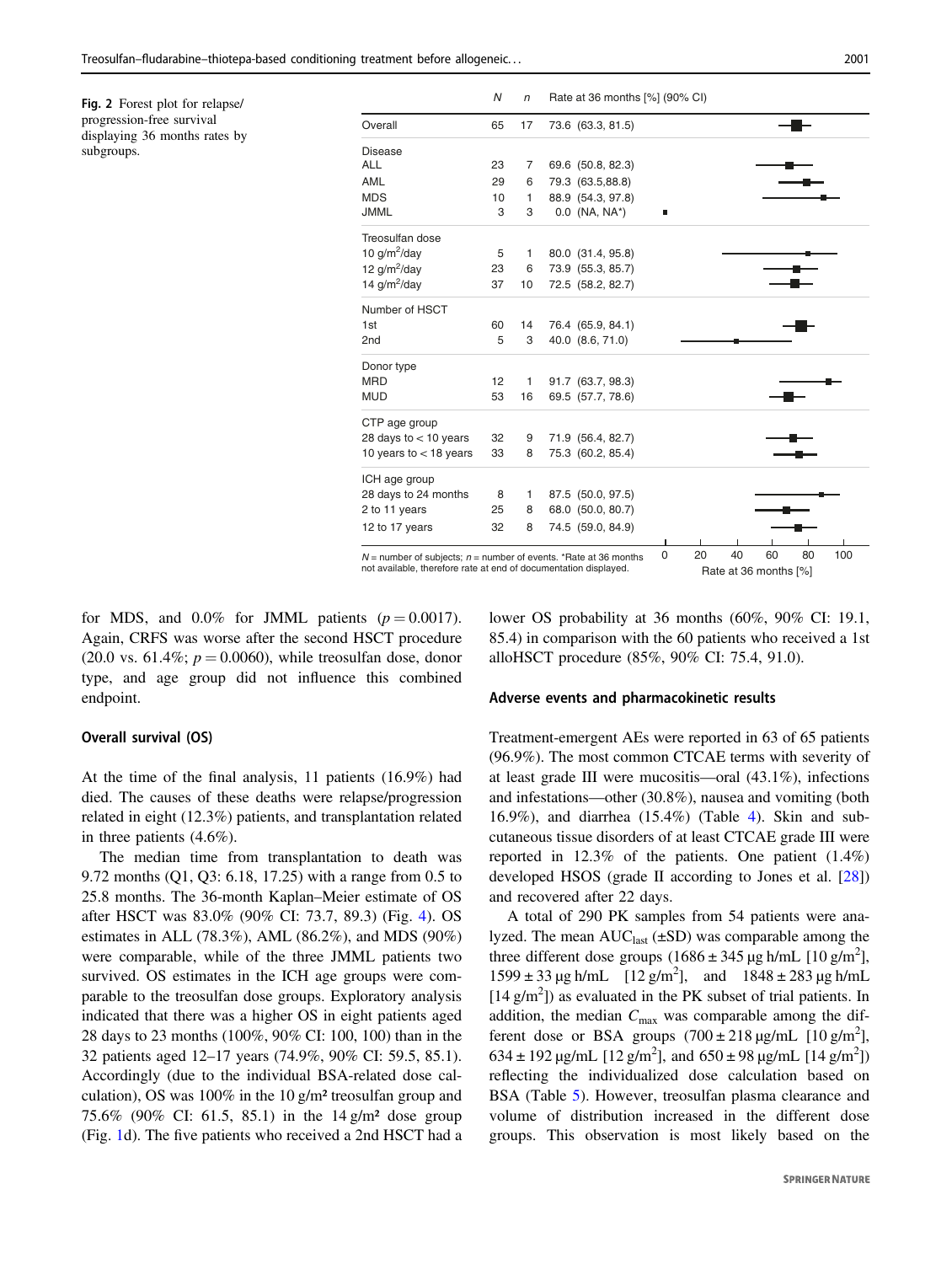**Fig. 2** Forest plot for relapse/progression-free survival displaying 36 months rates by subgroups.

| | N | n | Rate at 36 months [%] (90% CI) |
|---|---|---|---|
| Overall | 65 | 17 | 73.6 (63.3, 81.5) |
| **Disease** | | | |
| ALL | 23 | 7 | 69.6 (50.8, 82.3) |
| AML | 29 | 6 | 79.3 (63.5,88.8) |
| MDS | 10 | 1 | 88.9 (54.3, 97.8) |
| JMML | 3 | 3 | 0.0 (NA, NA*) |
| **Treosulfan dose** | | | |
| 10 g/m²/day | 5 | 1 | 80.0 (31.4, 95.8) |
| 12 g/m²/day | 23 | 6 | 73.9 (55.3, 85.7) |
| 14 g/m²/day | 37 | 10 | 72.5 (58.2, 82.7) |
| **Number of HSCT** | | | |
| 1st | 60 | 14 | 76.4 (65.9, 84.1) |
| 2nd | 5 | 3 | 40.0 (8.6, 71.0) |
| **Donor type** | | | |
| MRD | 12 | 1 | 91.7 (63.7, 98.3) |
| MUD | 53 | 16 | 69.5 (57.7, 78.6) |
| **CTP age group** | | | |
| 28 days to < 10 years | 32 | 9 | 71.9 (56.4, 82.7) |
| 10 years to < 18 years | 33 | 8 | 75.3 (60.2, 85.4) |
| **ICH age group** | | | |
| 28 days to 24 months | 8 | 1 | 87.5 (50.0, 97.5) |
| 2 to 11 years | 25 | 8 | 68.0 (50.0, 80.7) |
| 12 to 17 years | 32 | 8 | 74.5 (59.0, 84.9) |

$N$ = number of subjects; $n$ = number of events. *Rate at 36 months not available, therefore rate at end of documentation displayed.

for MDS, and 0.0% for JMML patients ($p = 0.0017$). Again, CRFS was worse after the second HSCT procedure (20.0 vs. 61.4%; $p = 0.0060$), while treosulfan dose, donor type, and age group did not influence this combined endpoint.

### Overall survival (OS)

At the time of the final analysis, 11 patients (16.9%) had died. The causes of these deaths were relapse/progression related in eight (12.3%) patients, and transplantation related in three patients (4.6%).

The median time from transplantation to death was 9.72 months (Q1, Q3: 6.18, 17.25) with a range from 0.5 to 25.8 months. The 36-month Kaplan–Meier estimate of OS after HSCT was 83.0% (90% CI: 73.7, 89.3) (Fig. 4). OS estimates in ALL (78.3%), AML (86.2%), and MDS (90%) were comparable, while of the three JMML patients two survived. OS estimates in the ICH age groups were comparable to the treosulfan dose groups. Exploratory analysis indicated that there was a higher OS in eight patients aged 28 days to 23 months (100%, 90% CI: 100, 100) than in the 32 patients aged 12–17 years (74.9%, 90% CI: 59.5, 85.1). Accordingly (due to the individual BSA-related dose calculation), OS was 100% in the 10 g/m² treosulfan group and 75.6% (90% CI: 61.5, 85.1) in the 14 g/m² dose group (Fig. 1d). The five patients who received a 2nd HSCT had a lower OS probability at 36 months (60%, 90% CI: 19.1, 85.4) in comparison with the 60 patients who received a 1st alloHSCT procedure (85%, 90% CI: 75.4, 91.0).

### Adverse events and pharmacokinetic results

Treatment-emergent AEs were reported in 63 of 65 patients (96.9%). The most common CTCAE terms with severity of at least grade III were mucositis—oral (43.1%), infections and infestations—other (30.8%), nausea and vomiting (both 16.9%), and diarrhea (15.4%) (Table 4). Skin and subcutaneous tissue disorders of at least CTCAE grade III were reported in 12.3% of the patients. One patient (1.4%) developed HSOS (grade II according to Jones et al. [28]) and recovered after 22 days.

A total of 290 PK samples from 54 patients were analyzed. The mean $AUC_{last}$ (±SD) was comparable among the three different dose groups (1686 ± 345 µg h/mL [10 g/m²], 1599 ± 33 µg h/mL [12 g/m²], and 1848 ± 283 µg h/mL [14 g/m²]) as evaluated in the PK subset of trial patients. In addition, the median $C_{max}$ was comparable among the different dose or BSA groups (700 ± 218 µg/mL [10 g/m²], 634 ± 192 µg/mL [12 g/m²], and 650 ± 98 µg/mL [14 g/m²]) reflecting the individualized dose calculation based on BSA (Table 5). However, treosulfan plasma clearance and volume of distribution increased in the different dose groups. This observation is most likely based on the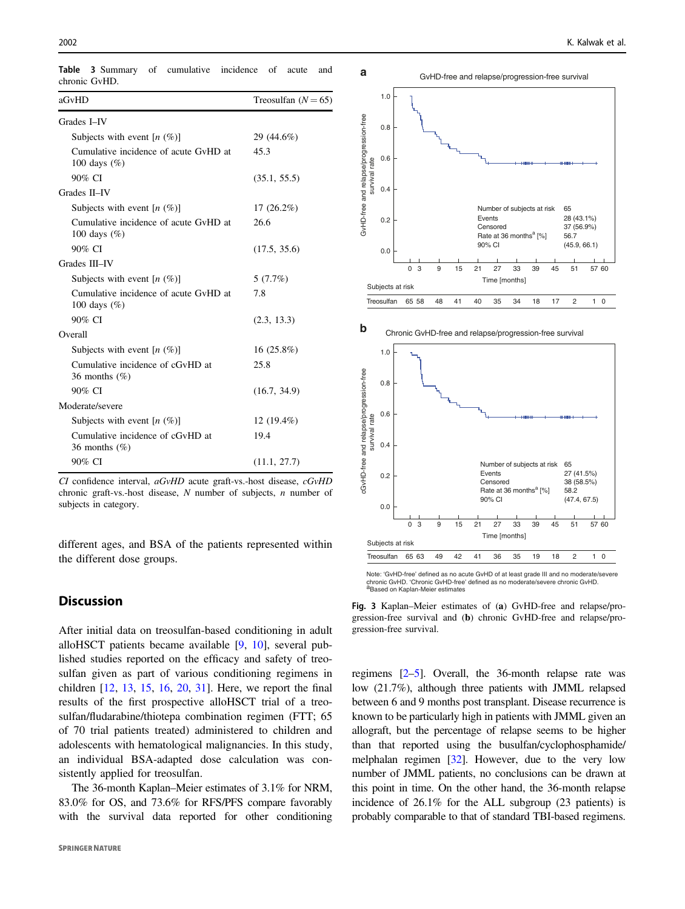**Table 3** Summary of cumulative incidence of acute and chronic GvHD.

| aGvHD | Treosulfan (N = 65) |
|---|---|
| Grades I–IV | |
| Subjects with event [n (%)] | 29 (44.6%) |
| Cumulative incidence of acute GvHD at 100 days (%) | 45.3 |
| 90% CI | (35.1, 55.5) |
| Grades II–IV | |
| Subjects with event [n (%)] | 17 (26.2%) |
| Cumulative incidence of acute GvHD at 100 days (%) | 26.6 |
| 90% CI | (17.5, 35.6) |
| Grades III–IV | |
| Subjects with event [n (%)] | 5 (7.7%) |
| Cumulative incidence of acute GvHD at 100 days (%) | 7.8 |
| 90% CI | (2.3, 13.3) |
| Overall | |
| Subjects with event [n (%)] | 16 (25.8%) |
| Cumulative incidence of cGvHD at 36 months (%) | 25.8 |
| 90% CI | (16.7, 34.9) |
| Moderate/severe | |
| Subjects with event [n (%)] | 12 (19.4%) |
| Cumulative incidence of cGvHD at 36 months (%) | 19.4 |
| 90% CI | (11.1, 27.7) |

*CI* confidence interval, *aGvHD* acute graft-vs.-host disease, *cGvHD* chronic graft-vs.-host disease, *N* number of subjects, *n* number of subjects in category.

different ages, and BSA of the patients represented within the different dose groups.

## Discussion

After initial data on treosulfan-based conditioning in adult alloHSCT patients became available [9, 10], several published studies reported on the efficacy and safety of treosulfan given as part of various conditioning regimens in children [12, 13, 15, 16, 20, 31]. Here, we report the final results of the first prospective alloHSCT trial of a treosulfan/fludarabine/thiotepa combination regimen (FTT; 65 of 70 trial patients treated) administered to children and adolescents with hematological malignancies. In this study, an individual BSA-adapted dose calculation was consistently applied for treosulfan.

The 36-month Kaplan–Meier estimates of 3.1% for NRM, 83.0% for OS, and 73.6% for RFS/PFS compare favorably with the survival data reported for other conditioning regimens [2–5]. Overall, the 36-month relapse rate was low (21.7%), although three patients with JMML relapsed between 6 and 9 months post transplant. Disease recurrence is known to be particularly high in patients with JMML given an allograft, but the percentage of relapse seems to be higher than that reported using the busulfan/cyclophosphamide/melphalan regimen [32]. However, due to the very low number of JMML patients, no conclusions can be drawn at this point in time. On the other hand, the 36-month relapse incidence of 26.1% for the ALL subgroup (23 patients) is probably comparable to that of standard TBI-based regimens.

**a** GvHD-free and relapse/progression-free survival

| Number of subjects at risk | 65 |
|---|---|
| Events | 28 (43.1%) |
| Censored | 37 (56.9%) |
| Rate at 36 months[a] [%] | 56.7 |
| 90% CI | (45.9, 66.1) |

Subjects at risk

| Time [months] | 0 | 3 | 9 | 15 | 21 | 27 | 33 | 39 | 45 | 51 | 57 | 60 |
|---|---|---|---|---|---|---|---|---|---|---|---|---|
| Treosulfan | 65 | 58 | 48 | 41 | 40 | 35 | 34 | 18 | 17 | 2 | 1 | 0 |

**b** Chronic GvHD-free and relapse/progression-free survival

| Number of subjects at risk | 65 |
|---|---|
| Events | 27 (41.5%) |
| Censored | 38 (58.5%) |
| Rate at 36 months[a] [%] | 58.2 |
| 90% CI | (47.4, 67.5) |

Subjects at risk

| Time [months] | 0 | 3 | 9 | 15 | 21 | 27 | 33 | 39 | 45 | 51 | 57 | 60 |
|---|---|---|---|---|---|---|---|---|---|---|---|---|
| Treosulfan | 65 | 63 | 49 | 42 | 41 | 36 | 35 | 19 | 18 | 2 | 1 | 0 |

Note: 'GvHD-free' defined as no acute GvHD of at least grade III and no moderate/severe chronic GvHD. 'Chronic GvHD-free' defined as no moderate/severe chronic GvHD.
[a]Based on Kaplan-Meier estimates

**Fig. 3** Kaplan–Meier estimates of (**a**) GvHD-free and relapse/progression-free survival and (**b**) chronic GvHD-free and relapse/progression-free survival.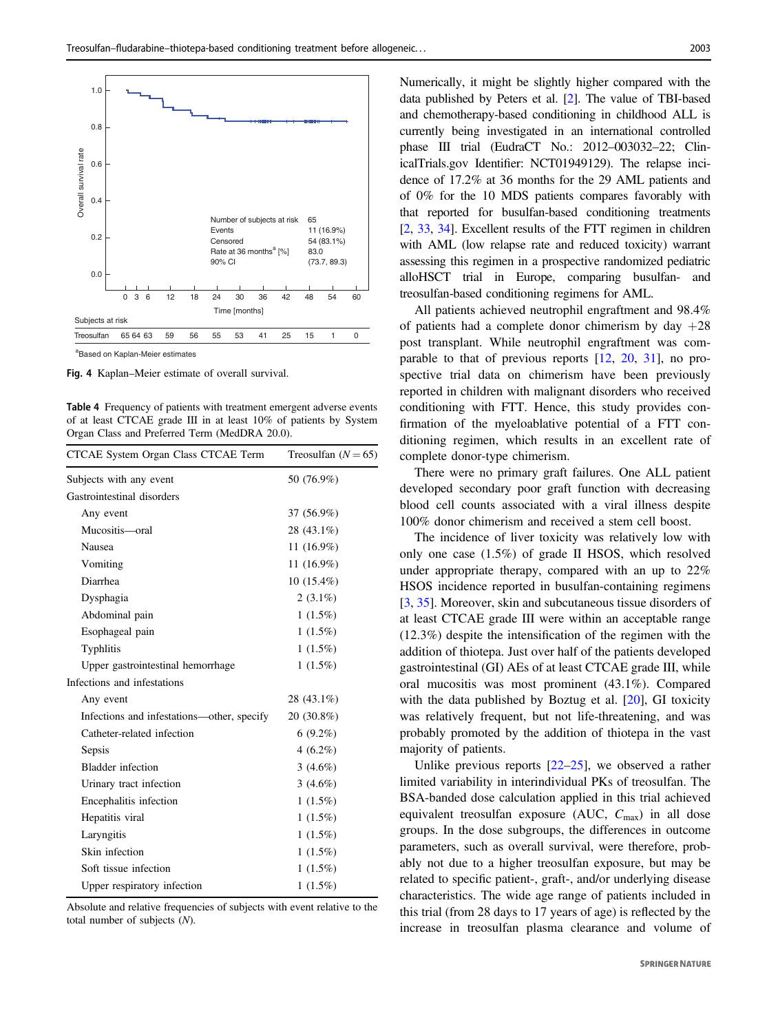Number of subjects at risk 65
Events 11 (16.9%)
Censored 54 (83.1%)
Rate at 36 months[a] [%] 83.0
90% CI (73.7, 89.3)

| Subjects at risk | 0 | 3 | 6 | 12 | 18 | 24 | 30 | 36 | 42 | 48 | 54 | 60 |
|---|---|---|---|---|---|---|---|---|---|---|---|---|
| Treosulfan | 65 | 64 | 63 | 59 | 56 | 55 | 53 | 41 | 25 | 15 | 1 | 0 |

[a]Based on Kaplan-Meier estimates

**Fig. 4** Kaplan–Meier estimate of overall survival.

**Table 4** Frequency of patients with treatment emergent adverse events of at least CTCAE grade III in at least 10% of patients by System Organ Class and Preferred Term (MedDRA 20.0).

| CTCAE System Organ Class CTCAE Term | Treosulfan (N = 65) |
|---|---|
| Subjects with any event | 50 (76.9%) |
| Gastrointestinal disorders | |
| Any event | 37 (56.9%) |
| Mucositis—oral | 28 (43.1%) |
| Nausea | 11 (16.9%) |
| Vomiting | 11 (16.9%) |
| Diarrhea | 10 (15.4%) |
| Dysphagia | 2 (3.1%) |
| Abdominal pain | 1 (1.5%) |
| Esophageal pain | 1 (1.5%) |
| Typhlitis | 1 (1.5%) |
| Upper gastrointestinal hemorrhage | 1 (1.5%) |
| Infections and infestations | |
| Any event | 28 (43.1%) |
| Infections and infestations—other, specify | 20 (30.8%) |
| Catheter-related infection | 6 (9.2%) |
| Sepsis | 4 (6.2%) |
| Bladder infection | 3 (4.6%) |
| Urinary tract infection | 3 (4.6%) |
| Encephalitis infection | 1 (1.5%) |
| Hepatitis viral | 1 (1.5%) |
| Laryngitis | 1 (1.5%) |
| Skin infection | 1 (1.5%) |
| Soft tissue infection | 1 (1.5%) |
| Upper respiratory infection | 1 (1.5%) |

Absolute and relative frequencies of subjects with event relative to the total number of subjects (N).

Numerically, it might be slightly higher compared with the data published by Peters et al. [2]. The value of TBI-based and chemotherapy-based conditioning in childhood ALL is currently being investigated in an international controlled phase III trial (EudraCT No.: 2012–003032–22; ClinicalTrials.gov Identifier: NCT01949129). The relapse incidence of 17.2% at 36 months for the 29 AML patients and of 0% for the 10 MDS patients compares favorably with that reported for busulfan-based conditioning treatments [2, 33, 34]. Excellent results of the FTT regimen in children with AML (low relapse rate and reduced toxicity) warrant assessing this regimen in a prospective randomized pediatric alloHSCT trial in Europe, comparing busulfan- and treosulfan-based conditioning regimens for AML.

All patients achieved neutrophil engraftment and 98.4% of patients had a complete donor chimerism by day +28 post transplant. While neutrophil engraftment was comparable to that of previous reports [12, 20, 31], no prospective trial data on chimerism have been previously reported in children with malignant disorders who received conditioning with FTT. Hence, this study provides confirmation of the myeloablative potential of a FTT conditioning regimen, which results in an excellent rate of complete donor-type chimerism.

There were no primary graft failures. One ALL patient developed secondary poor graft function with decreasing blood cell counts associated with a viral illness despite 100% donor chimerism and received a stem cell boost.

The incidence of liver toxicity was relatively low with only one case (1.5%) of grade II HSOS, which resolved under appropriate therapy, compared with an up to 22% HSOS incidence reported in busulfan-containing regimens [3, 35]. Moreover, skin and subcutaneous tissue disorders of at least CTCAE grade III were within an acceptable range (12.3%) despite the intensification of the regimen with the addition of thiotepa. Just over half of the patients developed gastrointestinal (GI) AEs of at least CTCAE grade III, while oral mucositis was most prominent (43.1%). Compared with the data published by Boztug et al. [20], GI toxicity was relatively frequent, but not life-threatening, and was probably promoted by the addition of thiotepa in the vast majority of patients.

Unlike previous reports [22–25], we observed a rather limited variability in interindividual PKs of treosulfan. The BSA-banded dose calculation applied in this trial achieved equivalent treosulfan exposure (AUC, $C_{max}$) in all dose groups. In the dose subgroups, the differences in outcome parameters, such as overall survival, were therefore, probably not due to a higher treosulfan exposure, but may be related to specific patient-, graft-, and/or underlying disease characteristics. The wide age range of patients included in this trial (from 28 days to 17 years of age) is reflected by the increase in treosulfan plasma clearance and volume of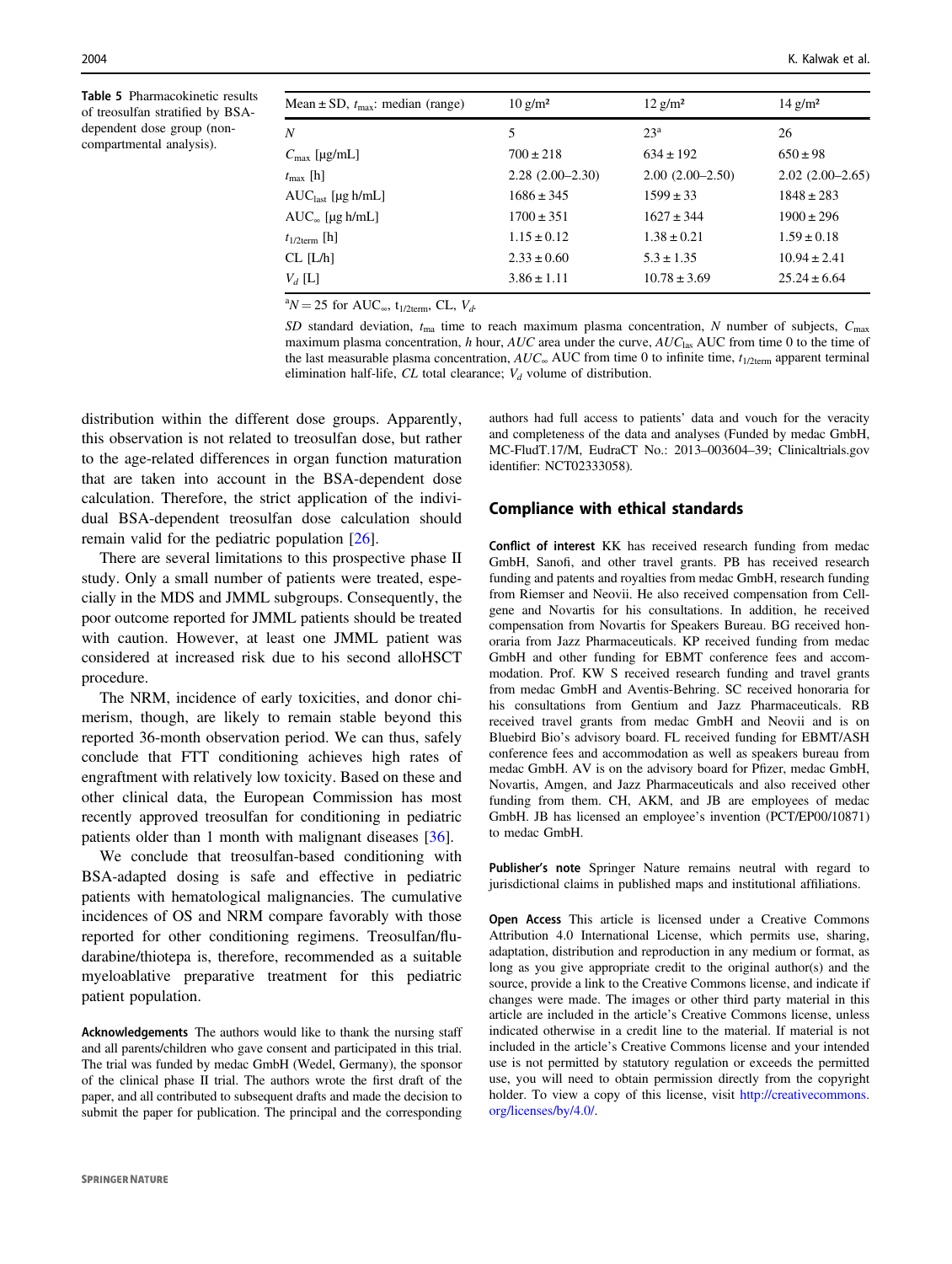**Table 5** Pharmacokinetic results of treosulfan stratified by BSA-dependent dose group (non-compartmental analysis).

| Mean ± SD, $t_{max}$: median (range) | 10 g/m² | 12 g/m² | 14 g/m² |
|---|---|---|---|
| $N$ | 5 | 23[a] | 26 |
| $C_{max}$ [µg/mL] | 700 ± 218 | 634 ± 192 | 650 ± 98 |
| $t_{max}$ [h] | 2.28 (2.00–2.30) | 2.00 (2.00–2.50) | 2.02 (2.00–2.65) |
| $AUC_{last}$ [µg h/mL] | 1686 ± 345 | 1599 ± 33 | 1848 ± 283 |
| $AUC_{\infty}$ [µg h/mL] | 1700 ± 351 | 1627 ± 344 | 1900 ± 296 |
| $t_{1/2term}$ [h] | 1.15 ± 0.12 | 1.38 ± 0.21 | 1.59 ± 0.18 |
| CL [L/h] | 2.33 ± 0.60 | 5.3 ± 1.35 | 10.94 ± 2.41 |
| $V_d$ [L] | 3.86 ± 1.11 | 10.78 ± 3.69 | 25.24 ± 6.64 |

[a] $N = 25$ for $AUC_{\infty}$, $t_{1/2term}$, CL, $V_d$.

*SD* standard deviation, $t_{ma}$ time to reach maximum plasma concentration, *N* number of subjects, $C_{max}$ maximum plasma concentration, *h* hour, *AUC* area under the curve, $AUC_{las}$ AUC from time 0 to the time of the last measurable plasma concentration, $AUC_{\infty}$ AUC from time 0 to infinite time, $t_{1/2term}$ apparent terminal elimination half-life, *CL* total clearance; $V_d$ volume of distribution.

distribution within the different dose groups. Apparently, this observation is not related to treosulfan dose, but rather to the age-related differences in organ function maturation that are taken into account in the BSA-dependent dose calculation. Therefore, the strict application of the individual BSA-dependent treosulfan dose calculation should remain valid for the pediatric population [26].

There are several limitations to this prospective phase II study. Only a small number of patients were treated, especially in the MDS and JMML subgroups. Consequently, the poor outcome reported for JMML patients should be treated with caution. However, at least one JMML patient was considered at increased risk due to his second alloHSCT procedure.

The NRM, incidence of early toxicities, and donor chimerism, though, are likely to remain stable beyond this reported 36-month observation period. We can thus, safely conclude that FTT conditioning achieves high rates of engraftment with relatively low toxicity. Based on these and other clinical data, the European Commission has most recently approved treosulfan for conditioning in pediatric patients older than 1 month with malignant diseases [36].

We conclude that treosulfan-based conditioning with BSA-adapted dosing is safe and effective in pediatric patients with hematological malignancies. The cumulative incidences of OS and NRM compare favorably with those reported for other conditioning regimens. Treosulfan/fludarabine/thiotepa is, therefore, recommended as a suitable myeloablative preparative treatment for this pediatric patient population.

**Acknowledgements** The authors would like to thank the nursing staff and all parents/children who gave consent and participated in this trial. The trial was funded by medac GmbH (Wedel, Germany), the sponsor of the clinical phase II trial. The authors wrote the first draft of the paper, and all contributed to subsequent drafts and made the decision to submit the paper for publication. The principal and the corresponding authors had full access to patients' data and vouch for the veracity and completeness of the data and analyses (Funded by medac GmbH, MC-FludT.17/M, EudraCT No.: 2013–003604–39; Clinicaltrials.gov identifier: NCT02333058).

## Compliance with ethical standards

**Conflict of interest** KK has received research funding from medac GmbH, Sanofi, and other travel grants. PB has received research funding and patents and royalties from medac GmbH, research funding from Riemser and Neovii. He also received compensation from Cellgene and Novartis for his consultations. In addition, he received compensation from Novartis for Speakers Bureau. BG received honoraria from Jazz Pharmaceuticals. KP received funding from medac GmbH and other funding for EBMT conference fees and accommodation. Prof. KW S received research funding and travel grants from medac GmbH and Aventis-Behring. SC received honoraria for his consultations from Gentium and Jazz Pharmaceuticals. RB received travel grants from medac GmbH and Neovii and is on Bluebird Bio's advisory board. FL received funding for EBMT/ASH conference fees and accommodation as well as speakers bureau from medac GmbH. AV is on the advisory board for Pfizer, medac GmbH, Novartis, Amgen, and Jazz Pharmaceuticals and also received other funding from them. CH, AKM, and JB are employees of medac GmbH. JB has licensed an employee's invention (PCT/EP00/10871) to medac GmbH.

**Publisher's note** Springer Nature remains neutral with regard to jurisdictional claims in published maps and institutional affiliations.

**Open Access** This article is licensed under a Creative Commons Attribution 4.0 International License, which permits use, sharing, adaptation, distribution and reproduction in any medium or format, as long as you give appropriate credit to the original author(s) and the source, provide a link to the Creative Commons license, and indicate if changes were made. The images or other third party material in this article are included in the article's Creative Commons license, unless indicated otherwise in a credit line to the material. If material is not included in the article's Creative Commons license and your intended use is not permitted by statutory regulation or exceeds the permitted use, you will need to obtain permission directly from the copyright holder. To view a copy of this license, visit http://creativecommons.org/licenses/by/4.0/.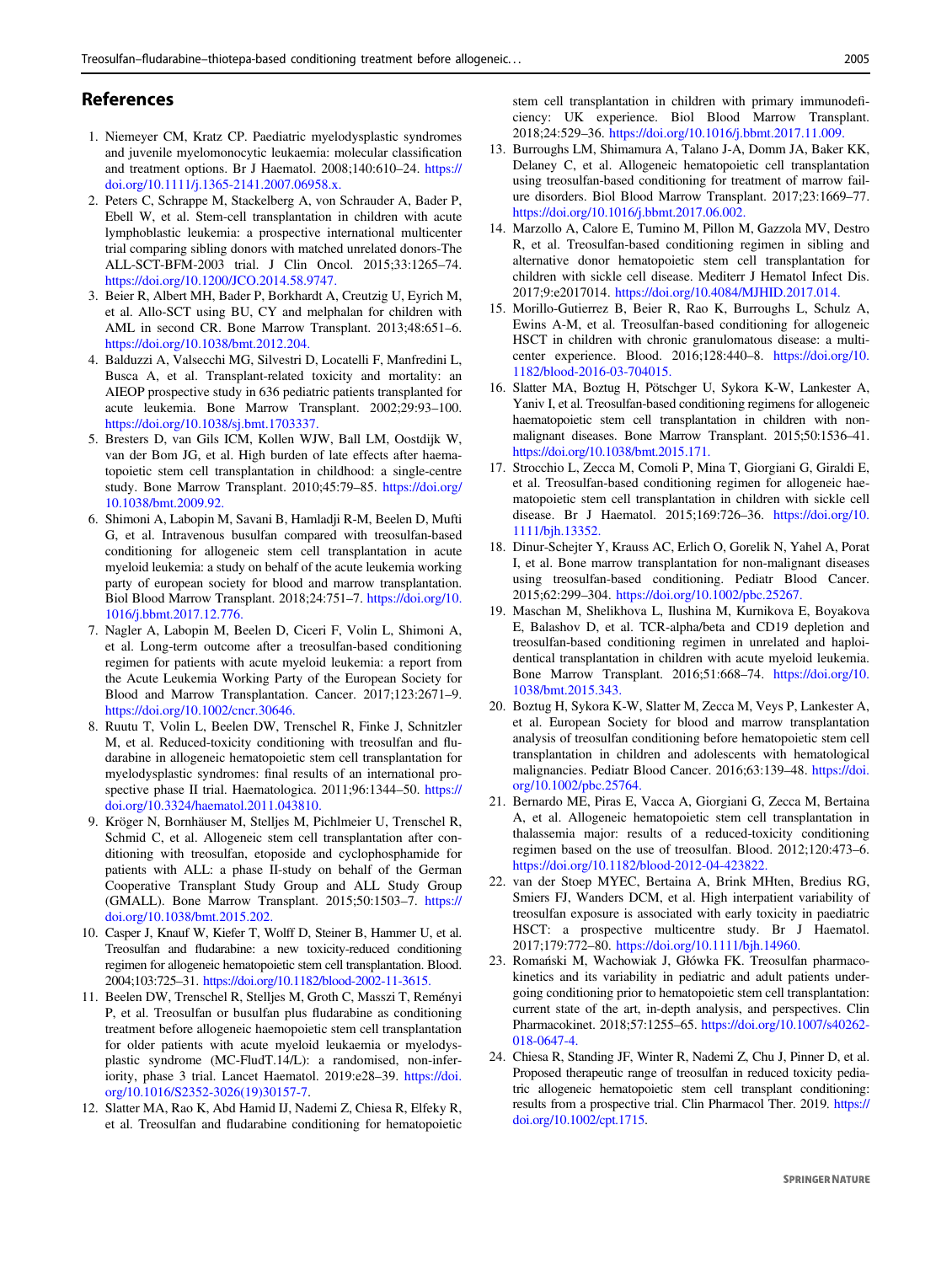## References

1. Niemeyer CM, Kratz CP. Paediatric myelodysplastic syndromes and juvenile myelomonocytic leukaemia: molecular classification and treatment options. Br J Haematol. 2008;140:610–24. https://doi.org/10.1111/j.1365-2141.2007.06958.x.
2. Peters C, Schrappe M, Stackelberg A, von Schrauder A, Bader P, Ebell W, et al. Stem-cell transplantation in children with acute lymphoblastic leukemia: a prospective international multicenter trial comparing sibling donors with matched unrelated donors-The ALL-SCT-BFM-2003 trial. J Clin Oncol. 2015;33:1265–74. https://doi.org/10.1200/JCO.2014.58.9747.
3. Beier R, Albert MH, Bader P, Borkhardt A, Creutzig U, Eyrich M, et al. Allo-SCT using BU, CY and melphalan for children with AML in second CR. Bone Marrow Transplant. 2013;48:651–6. https://doi.org/10.1038/bmt.2012.204.
4. Balduzzi A, Valsecchi MG, Silvestri D, Locatelli F, Manfredini L, Busca A, et al. Transplant-related toxicity and mortality: an AIEOP prospective study in 636 pediatric patients transplanted for acute leukemia. Bone Marrow Transplant. 2002;29:93–100. https://doi.org/10.1038/sj.bmt.1703337.
5. Bresters D, van Gils ICM, Kollen WJW, Ball LM, Oostdijk W, van der Bom JG, et al. High burden of late effects after haematopoietic stem cell transplantation in childhood: a single-centre study. Bone Marrow Transplant. 2010;45:79–85. https://doi.org/10.1038/bmt.2009.92.
6. Shimoni A, Labopin M, Savani B, Hamladji R-M, Beelen D, Mufti G, et al. Intravenous busulfan compared with treosulfan-based conditioning for allogeneic stem cell transplantation in acute myeloid leukemia: a study on behalf of the acute leukemia working party of european society for blood and marrow transplantation. Biol Blood Marrow Transplant. 2018;24:751–7. https://doi.org/10.1016/j.bbmt.2017.12.776.
7. Nagler A, Labopin M, Beelen D, Ciceri F, Volin L, Shimoni A, et al. Long-term outcome after a treosulfan-based conditioning regimen for patients with acute myeloid leukemia: a report from the Acute Leukemia Working Party of the European Society for Blood and Marrow Transplantation. Cancer. 2017;123:2671–9. https://doi.org/10.1002/cncr.30646.
8. Ruutu T, Volin L, Beelen DW, Trenschel R, Finke J, Schnitzler M, et al. Reduced-toxicity conditioning with treosulfan and fludarabine in allogeneic hematopoietic stem cell transplantation for myelodysplastic syndromes: final results of an international prospective phase II trial. Haematologica. 2011;96:1344–50. https://doi.org/10.3324/haematol.2011.043810.
9. Kröger N, Bornhäuser M, Stelljes M, Pichlmeier U, Trenschel R, Schmid C, et al. Allogeneic stem cell transplantation after conditioning with treosulfan, etoposide and cyclophosphamide for patients with ALL: a phase II-study on behalf of the German Cooperative Transplant Study Group and ALL Study Group (GMALL). Bone Marrow Transplant. 2015;50:1503–7. https://doi.org/10.1038/bmt.2015.202.
10. Casper J, Knauf W, Kiefer T, Wolff D, Steiner B, Hammer U, et al. Treosulfan and fludarabine: a new toxicity-reduced conditioning regimen for allogeneic hematopoietic stem cell transplantation. Blood. 2004;103:725–31. https://doi.org/10.1182/blood-2002-11-3615.
11. Beelen DW, Trenschel R, Stelljes M, Groth C, Masszi T, Reményi P, et al. Treosulfan or busulfan plus fludarabine as conditioning treatment before allogeneic haemopoietic stem cell transplantation for older patients with acute myeloid leukaemia or myelodysplastic syndrome (MC-FludT.14/L): a randomised, non-inferiority, phase 3 trial. Lancet Haematol. 2019:e28–39. https://doi.org/10.1016/S2352-3026(19)30157-7.
12. Slatter MA, Rao K, Abd Hamid IJ, Nademi Z, Chiesa R, Elfeky R, et al. Treosulfan and fludarabine conditioning for hematopoietic stem cell transplantation in children with primary immunodeficiency: UK experience. Biol Blood Marrow Transplant. 2018;24:529–36. https://doi.org/10.1016/j.bbmt.2017.11.009.
13. Burroughs LM, Shimamura A, Talano J-A, Domm JA, Baker KK, Delaney C, et al. Allogeneic hematopoietic cell transplantation using treosulfan-based conditioning for treatment of marrow failure disorders. Biol Blood Marrow Transplant. 2017;23:1669–77. https://doi.org/10.1016/j.bbmt.2017.06.002.
14. Marzollo A, Calore E, Tumino M, Pillon M, Gazzola MV, Destro R, et al. Treosulfan-based conditioning regimen in sibling and alternative donor hematopoietic stem cell transplantation for children with sickle cell disease. Mediterr J Hematol Infect Dis. 2017;9:e2017014. https://doi.org/10.4084/MJHID.2017.014.
15. Morillo-Gutierrez B, Beier R, Rao K, Burroughs L, Schulz A, Ewins A-M, et al. Treosulfan-based conditioning for allogeneic HSCT in children with chronic granulomatous disease: a multicenter experience. Blood. 2016;128:440–8. https://doi.org/10.1182/blood-2016-03-704015.
16. Slatter MA, Boztug H, Pötschger U, Sykora K-W, Lankester A, Yaniv I, et al. Treosulfan-based conditioning regimens for allogeneic haematopoietic stem cell transplantation in children with non-malignant diseases. Bone Marrow Transplant. 2015;50:1536–41. https://doi.org/10.1038/bmt.2015.171.
17. Strocchio L, Zecca M, Comoli P, Mina T, Giorgiani G, Giraldi E, et al. Treosulfan-based conditioning regimen for allogeneic haematopoietic stem cell transplantation in children with sickle cell disease. Br J Haematol. 2015;169:726–36. https://doi.org/10.1111/bjh.13352.
18. Dinur-Schejter Y, Krauss AC, Erlich O, Gorelik N, Yahel A, Porat I, et al. Bone marrow transplantation for non-malignant diseases using treosulfan-based conditioning. Pediatr Blood Cancer. 2015;62:299–304. https://doi.org/10.1002/pbc.25267.
19. Maschan M, Shelikhova L, Ilushina M, Kurnikova E, Boyakova E, Balashov D, et al. TCR-alpha/beta and CD19 depletion and treosulfan-based conditioning regimen in unrelated and haploidentical transplantation in children with acute myeloid leukemia. Bone Marrow Transplant. 2016;51:668–74. https://doi.org/10.1038/bmt.2015.343.
20. Boztug H, Sykora K-W, Slatter M, Zecca M, Veys P, Lankester A, et al. European Society for blood and marrow transplantation analysis of treosulfan conditioning before hematopoietic stem cell transplantation in children and adolescents with hematological malignancies. Pediatr Blood Cancer. 2016;63:139–48. https://doi.org/10.1002/pbc.25764.
21. Bernardo ME, Piras E, Vacca A, Giorgiani G, Zecca M, Bertaina A, et al. Allogeneic hematopoietic stem cell transplantation in thalassemia major: results of a reduced-toxicity conditioning regimen based on the use of treosulfan. Blood. 2012;120:473–6. https://doi.org/10.1182/blood-2012-04-423822.
22. van der Stoep MYEC, Bertaina A, Brink MHten, Bredius RG, Smiers FJ, Wanders DCM, et al. High interpatient variability of treosulfan exposure is associated with early toxicity in paediatric HSCT: a prospective multicentre study. Br J Haematol. 2017;179:772–80. https://doi.org/10.1111/bjh.14960.
23. Romański M, Wachowiak J, Główka FK. Treosulfan pharmacokinetics and its variability in pediatric and adult patients undergoing conditioning prior to hematopoietic stem cell transplantation: current state of the art, in-depth analysis, and perspectives. Clin Pharmacokinet. 2018;57:1255–65. https://doi.org/10.1007/s40262-018-0647-4.
24. Chiesa R, Standing JF, Winter R, Nademi Z, Chu J, Pinner D, et al. Proposed therapeutic range of treosulfan in reduced toxicity pediatric allogeneic hematopoietic stem cell transplant conditioning: results from a prospective trial. Clin Pharmacol Ther. 2019. https://doi.org/10.1002/cpt.1715.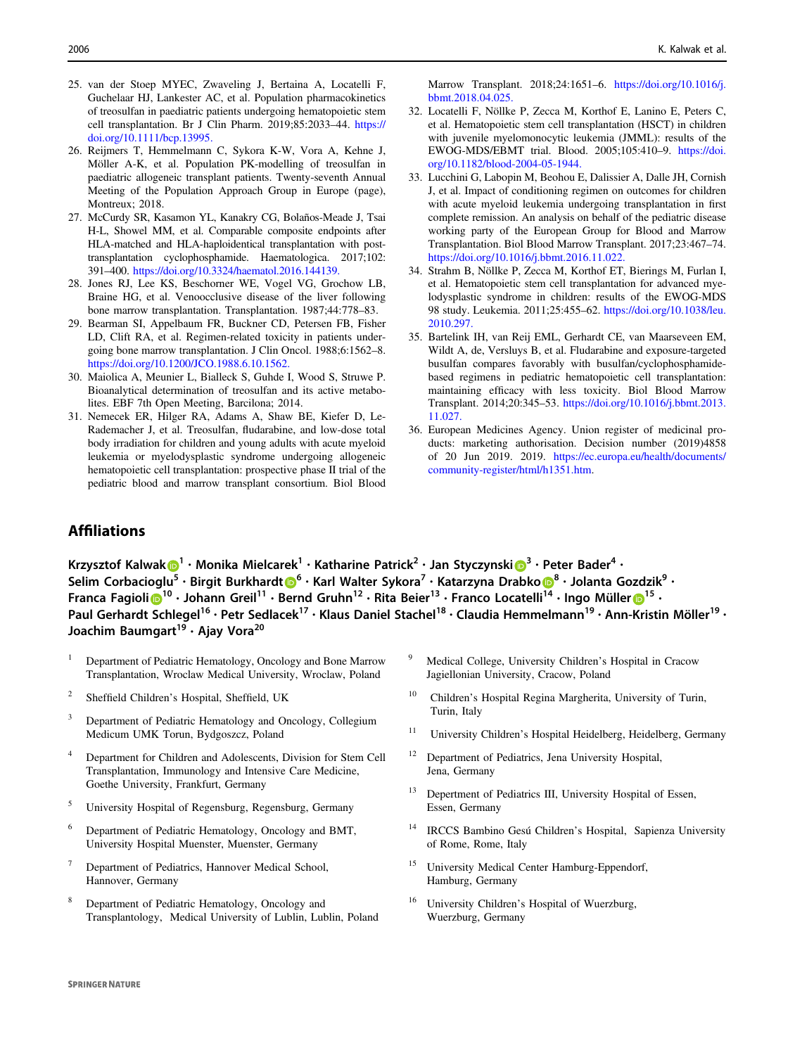25. van der Stoep MYEC, Zwaveling J, Bertaina A, Locatelli F, Guchelaar HJ, Lankester AC, et al. Population pharmacokinetics of treosulfan in paediatric patients undergoing hematopoietic stem cell transplantation. Br J Clin Pharm. 2019;85:2033–44. https://doi.org/10.1111/bcp.13995.
26. Reijmers T, Hemmelmann C, Sykora K-W, Vora A, Kehne J, Möller A-K, et al. Population PK-modelling of treosulfan in paediatric allogeneic transplant patients. Twenty-seventh Annual Meeting of the Population Approach Group in Europe (page), Montreux; 2018.
27. McCurdy SR, Kasamon YL, Kanakry CG, Bolaños-Meade J, Tsai H-L, Showel MM, et al. Comparable composite endpoints after HLA-matched and HLA-haploidentical transplantation with post-transplantation cyclophosphamide. Haematologica. 2017;102: 391–400. https://doi.org/10.3324/haematol.2016.144139.
28. Jones RJ, Lee KS, Beschorner WE, Vogel VG, Grochow LB, Braine HG, et al. Venoocclusive disease of the liver following bone marrow transplantation. Transplantation. 1987;44:778–83.
29. Bearman SI, Appelbaum FR, Buckner CD, Petersen FB, Fisher LD, Clift RA, et al. Regimen-related toxicity in patients undergoing bone marrow transplantation. J Clin Oncol. 1988;6:1562–8. https://doi.org/10.1200/JCO.1988.6.10.1562.
30. Maiolica A, Meunier L, Bialleck S, Guhde I, Wood S, Struwe P. Bioanalytical determination of treosulfan and its active metabolites. EBF 7th Open Meeting, Barcilona; 2014.
31. Nemecek ER, Hilger RA, Adams A, Shaw BE, Kiefer D, Le-Rademacher J, et al. Treosulfan, fludarabine, and low-dose total body irradiation for children and young adults with acute myeloid leukemia or myelodysplastic syndrome undergoing allogeneic hematopoietic cell transplantation: prospective phase II trial of the pediatric blood and marrow transplant consortium. Biol Blood Marrow Transplant. 2018;24:1651–6. https://doi.org/10.1016/j.bbmt.2018.04.025.
32. Locatelli F, Nöllke P, Zecca M, Korthof E, Lanino E, Peters C, et al. Hematopoietic stem cell transplantation (HSCT) in children with juvenile myelomonocytic leukemia (JMML): results of the EWOG-MDS/EBMT trial. Blood. 2005;105:410–9. https://doi.org/10.1182/blood-2004-05-1944.
33. Lucchini G, Labopin M, Beohou E, Dalissier A, Dalle JH, Cornish J, et al. Impact of conditioning regimen on outcomes for children with acute myeloid leukemia undergoing transplantation in first complete remission. An analysis on behalf of the pediatric disease working party of the European Group for Blood and Marrow Transplantation. Biol Blood Marrow Transplant. 2017;23:467–74. https://doi.org/10.1016/j.bbmt.2016.11.022.
34. Strahm B, Nöllke P, Zecca M, Korthof ET, Bierings M, Furlan I, et al. Hematopoietic stem cell transplantation for advanced myelodysplastic syndrome in children: results of the EWOG-MDS 98 study. Leukemia. 2011;25:455–62. https://doi.org/10.1038/leu.2010.297.
35. Bartelink IH, van Reij EML, Gerhardt CE, van Maarseveen EM, Wildt A, de, Versluys B, et al. Fludarabine and exposure-targeted busulfan compares favorably with busulfan/cyclophosphamide-based regimens in pediatric hematopoietic cell transplantation: maintaining efficacy with less toxicity. Biol Blood Marrow Transplant. 2014;20:345–53. https://doi.org/10.1016/j.bbmt.2013.11.027.
36. European Medicines Agency. Union register of medicinal products: marketing authorisation. Decision number (2019)4858 of 20 Jun 2019. 2019. https://ec.europa.eu/health/documents/community-register/html/h1351.htm.

## Affiliations

**Krzysztof Kalwak**[1] · **Monika Mielcarek**[1] · **Katharine Patrick**[2] · **Jan Styczynski**[3] · **Peter Bader**[4] · **Selim Corbacioglu**[5] · **Birgit Burkhardt**[6] · **Karl Walter Sykora**[7] · **Katarzyna Drabko**[8] · **Jolanta Gozdzik**[9] · **Franca Fagioli**[10] · **Johann Greil**[11] · **Bernd Gruhn**[12] · **Rita Beier**[13] · **Franco Locatelli**[14] · **Ingo Müller**[15] · **Paul Gerhardt Schlegel**[16] · **Petr Sedlacek**[17] · **Klaus Daniel Stachel**[18] · **Claudia Hemmelmann**[19] · **Ann-Kristin Möller**[19] · **Joachim Baumgart**[19] · **Ajay Vora**[20]

1. Department of Pediatric Hematology, Oncology and Bone Marrow Transplantation, Wroclaw Medical University, Wroclaw, Poland
2. Sheffield Children's Hospital, Sheffield, UK
3. Department of Pediatric Hematology and Oncology, Collegium Medicum UMK Torun, Bydgoszcz, Poland
4. Department for Children and Adolescents, Division for Stem Cell Transplantation, Immunology and Intensive Care Medicine, Goethe University, Frankfurt, Germany
5. University Hospital of Regensburg, Regensburg, Germany
6. Department of Pediatric Hematology, Oncology and BMT, University Hospital Muenster, Muenster, Germany
7. Department of Pediatrics, Hannover Medical School, Hannover, Germany
8. Department of Pediatric Hematology, Oncology and Transplantology, Medical University of Lublin, Lublin, Poland
9. Medical College, University Children's Hospital in Cracow Jagiellonian University, Cracow, Poland
10. Children's Hospital Regina Margherita, University of Turin, Turin, Italy
11. University Children's Hospital Heidelberg, Heidelberg, Germany
12. Department of Pediatrics, Jena University Hospital, Jena, Germany
13. Department of Pediatrics III, University Hospital of Essen, Essen, Germany
14. IRCCS Bambino Gesú Children's Hospital, Sapienza University of Rome, Rome, Italy
15. University Medical Center Hamburg-Eppendorf, Hamburg, Germany
16. University Children's Hospital of Wuerzburg, Wuerzburg, Germany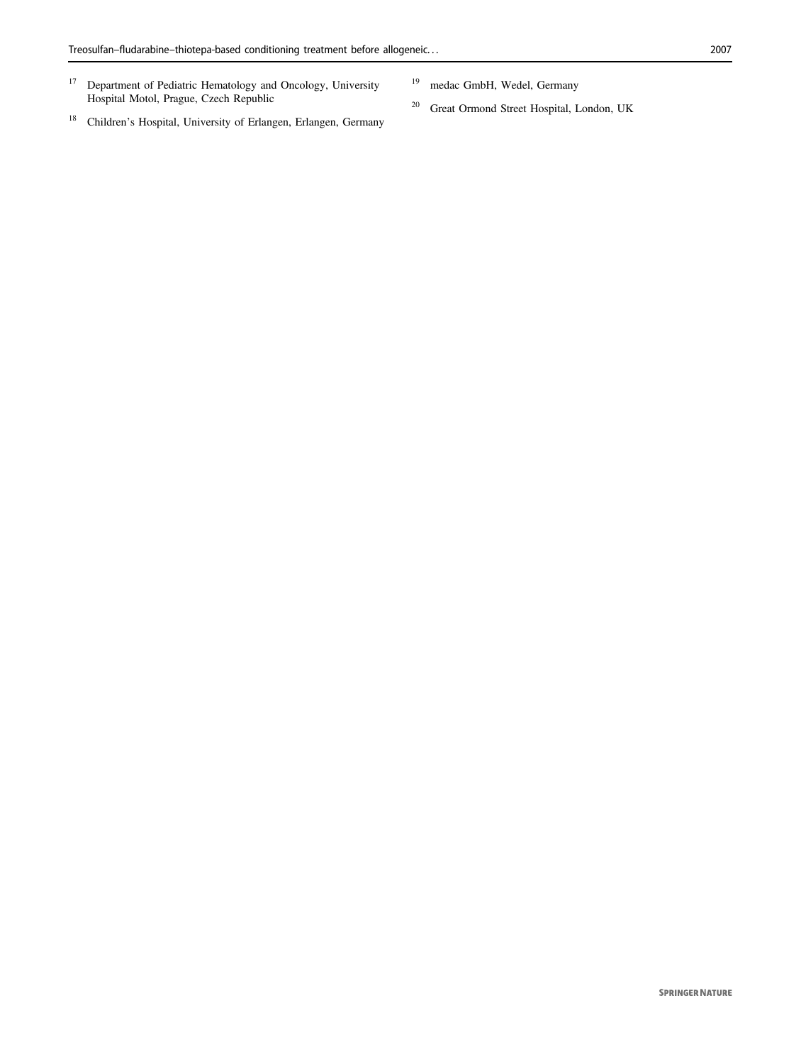[17] Department of Pediatric Hematology and Oncology, University Hospital Motol, Prague, Czech Republic

[18] Children's Hospital, University of Erlangen, Erlangen, Germany

[19] medac GmbH, Wedel, Germany

[20] Great Ormond Street Hospital, London, UK